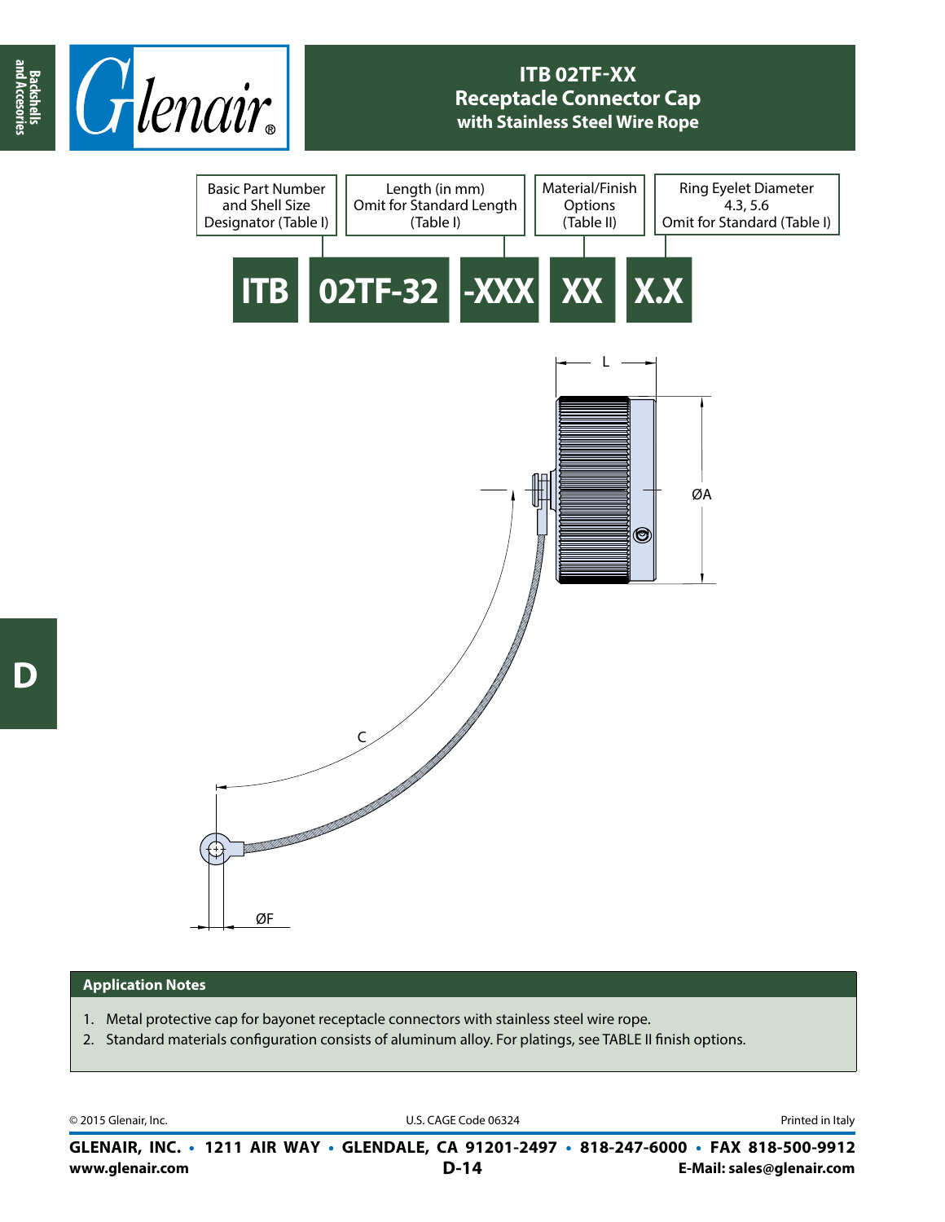# ITB 02TF-XX Receptacle Connector Cap with Stainless Steel Wire Rope

| Basic Part Number and Shell Size Designator (Table I) | Length (in mm) Omit for Standard Length (Table I) | Material/Finish Options (Table II) | Ring Eyelet Diameter 4.3, 5.6 Omit for Standard (Table I) |
|---|---|---|---|

**ITB 02TF-32 -XXX XX X.X**

L

ØA

C

ØF

## Application Notes

1. Metal protective cap for bayonet receptacle connectors with stainless steel wire rope.
2. Standard materials configuration consists of aluminum alloy. For platings, see TABLE II finish options.

© 2015 Glenair, Inc. U.S. CAGE Code 06324 Printed in Italy

**GLENAIR, INC. • 1211 AIR WAY • GLENDALE, CA 91201-2497 • 818-247-6000 • FAX 818-500-9912**

**www.glenair.com** **E-Mail: sales@glenair.com**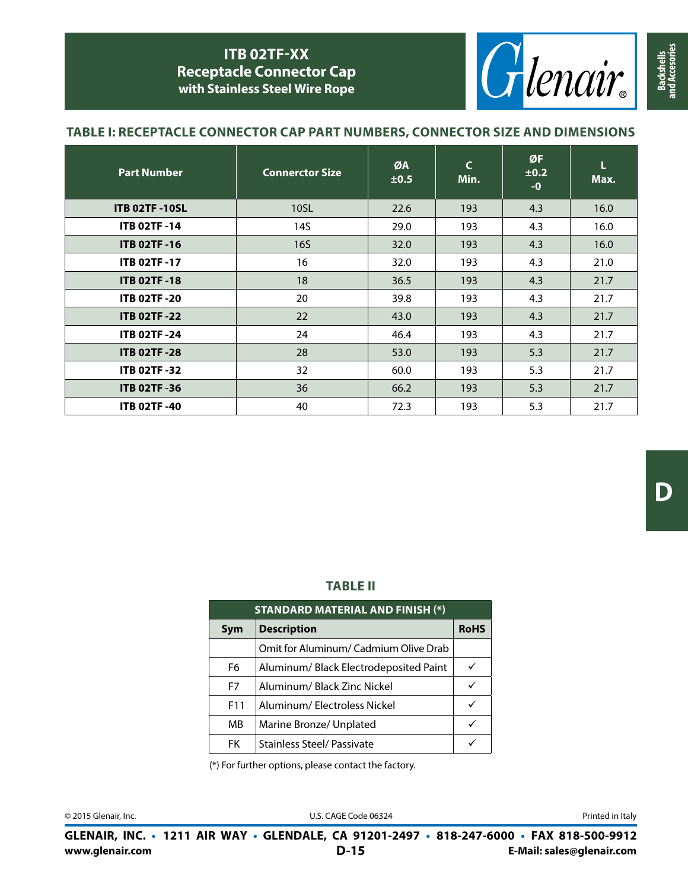# ITB 02TF-XX Receptacle Connector Cap with Stainless Steel Wire Rope

## TABLE I: RECEPTACLE CONNECTOR CAP PART NUMBERS, CONNECTOR SIZE AND DIMENSIONS

| Part Number | Connerctor Size | ØA ±0.5 | C Min. | ØF ±0.2 -0 | L Max. |
|---|---|---|---|---|---|
| **ITB 02TF -10SL** | 10SL | 22.6 | 193 | 4.3 | 16.0 |
| **ITB 02TF -14** | 14S | 29.0 | 193 | 4.3 | 16.0 |
| **ITB 02TF -16** | 16S | 32.0 | 193 | 4.3 | 16.0 |
| **ITB 02TF -17** | 16 | 32.0 | 193 | 4.3 | 21.0 |
| **ITB 02TF -18** | 18 | 36.5 | 193 | 4.3 | 21.7 |
| **ITB 02TF -20** | 20 | 39.8 | 193 | 4.3 | 21.7 |
| **ITB 02TF -22** | 22 | 43.0 | 193 | 4.3 | 21.7 |
| **ITB 02TF -24** | 24 | 46.4 | 193 | 4.3 | 21.7 |
| **ITB 02TF -28** | 28 | 53.0 | 193 | 5.3 | 21.7 |
| **ITB 02TF -32** | 32 | 60.0 | 193 | 5.3 | 21.7 |
| **ITB 02TF -36** | 36 | 66.2 | 193 | 5.3 | 21.7 |
| **ITB 02TF -40** | 40 | 72.3 | 193 | 5.3 | 21.7 |

## TABLE II

| STANDARD MATERIAL AND FINISH (*) | | |
|---|---|---|
| **Sym** | **Description** | **RoHS** |
| | Omit for Aluminum/ Cadmium Olive Drab | |
| F6 | Aluminum/ Black Electrodeposited Paint | ✓ |
| F7 | Aluminum/ Black Zinc Nickel | ✓ |
| F11 | Aluminum/ Electroless Nickel | ✓ |
| MB | Marine Bronze/ Unplated | ✓ |
| FK | Stainless Steel/ Passivate | ✓ |

(*) For further options, please contact the factory.